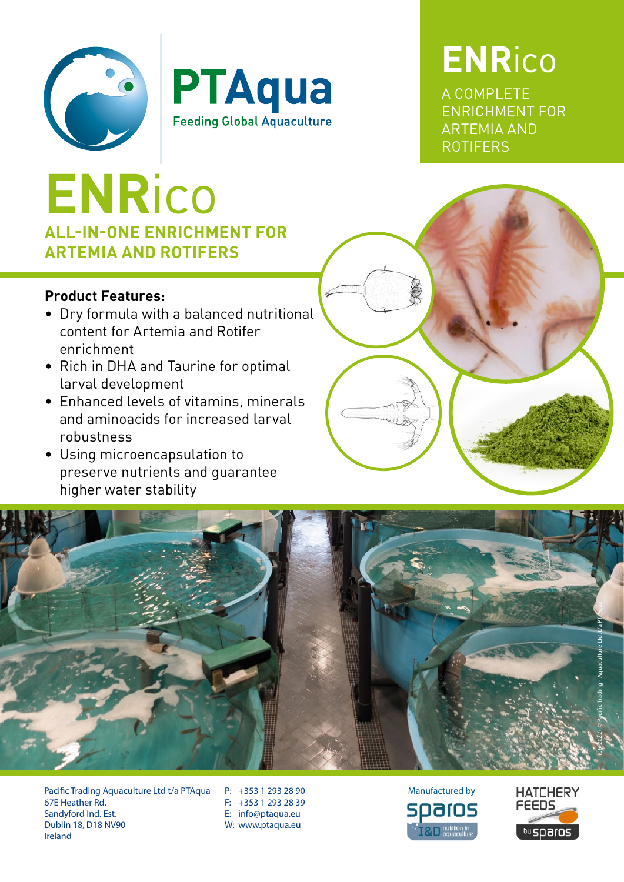PTAqua

Feeding Global Aquaculture

# ENRico

A COMPLETE ENRICHMENT FOR ARTEMIA AND ROTIFERS

# ENRico

## ALL-IN-ONE ENRICHMENT FOR ARTEMIA AND ROTIFERS

**Product Features:**

- Dry formula with a balanced nutritional content for Artemia and Rotifer enrichment
- Rich in DHA and Taurine for optimal larval development
- Enhanced levels of vitamins, minerals and aminoacids for increased larval robustness
- Using microencapsulation to preserve nutrients and guarantee higher water stability

(06/2022) © Pacific Trading - Aquaculture Ltd t/a PTAqua

Pacific Trading Aquaculture Ltd t/a PTAqua
67E Heather Rd.
Sandyford Ind. Est.
Dublin 18, D18 NV90
Ireland

P: +353 1 293 28 90
F: +353 1 293 28 39
E: info@ptaqua.eu
W: www.ptaqua.eu

Manufactured by

sparos I&D nutrition in aquaculture

HATCHERY FEEDS by sparos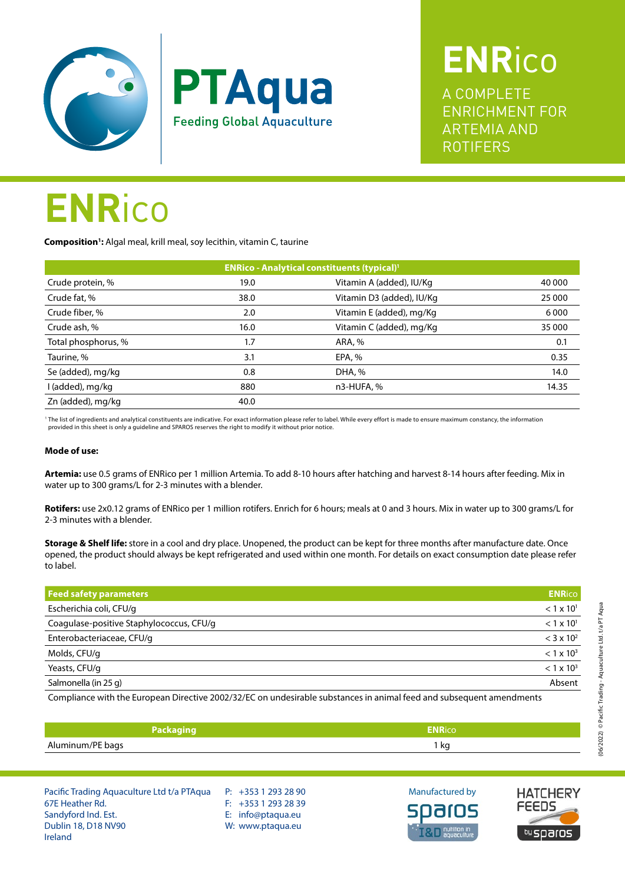PTAqua

Feeding Global Aquaculture

# ENRico

A COMPLETE ENRICHMENT FOR ARTEMIA AND ROTIFERS

# ENRico

**Composition[1]:** Algal meal, krill meal, soy lecithin, vitamin C, taurine

| ENRico - Analytical constituents (typical)[1] | | | |
|---|---|---|---|
| Crude protein, % | 19.0 | Vitamin A (added), IU/Kg | 40 000 |
| Crude fat, % | 38.0 | Vitamin D3 (added), IU/Kg | 25 000 |
| Crude fiber, % | 2.0 | Vitamin E (added), mg/Kg | 6 000 |
| Crude ash, % | 16.0 | Vitamin C (added), mg/Kg | 35 000 |
| Total phosphorus, % | 1.7 | ARA, % | 0.1 |
| Taurine, % | 3.1 | EPA, % | 0.35 |
| Se (added), mg/kg | 0.8 | DHA, % | 14.0 |
| I (added), mg/kg | 880 | n3-HUFA, % | 14.35 |
| Zn (added), mg/kg | 40.0 | | |

[1] The list of ingredients and analytical constituents are indicative. For exact information please refer to label. While every effort is made to ensure maximum constancy, the information provided in this sheet is only a guideline and SPAROS reserves the right to modify it without prior notice.

**Mode of use:**

**Artemia:** use 0.5 grams of ENRico per 1 million Artemia. To add 8-10 hours after hatching and harvest 8-14 hours after feeding. Mix in water up to 300 grams/L for 2-3 minutes with a blender.

**Rotifers:** use 2x0.12 grams of ENRico per 1 million rotifers. Enrich for 6 hours; meals at 0 and 3 hours. Mix in water up to 300 grams/L for 2-3 minutes with a blender.

**Storage & Shelf life:** store in a cool and dry place. Unopened, the product can be kept for three months after manufacture date. Once opened, the product should always be kept refrigerated and used within one month. For details on exact consumption date please refer to label.

| Feed safety parameters | ENRico |
|---|---|
| Escherichia coli, CFU/g | $< 1 \times 10^1$ |
| Coagulase-positive Staphylococcus, CFU/g | $< 1 \times 10^1$ |
| Enterobacteriaceae, CFU/g | $< 3 \times 10^2$ |
| Molds, CFU/g | $< 1 \times 10^3$ |
| Yeasts, CFU/g | $< 1 \times 10^3$ |
| Salmonella (in 25 g) | Absent |
| Compliance with the European Directive 2002/32/EC on undesirable substances in animal feed and subsequent amendments | |

| Packaging | ENRico |
|---|---|
| Aluminum/PE bags | 1 kg |

Pacific Trading Aquaculture Ltd t/a PTAqua
67E Heather Rd.
Sandyford Ind. Est.
Dublin 18, D18 NV90
Ireland

P: +353 1 293 28 90
F: +353 1 293 28 39
E: info@ptaqua.eu
W: www.ptaqua.eu

Manufactured by sparos I&D nutrition in aquaculture

HATCHERY FEEDS by sparos

(06/2022) © Pacific Trading - Aquaculture Ltd. t/a PT Aqua